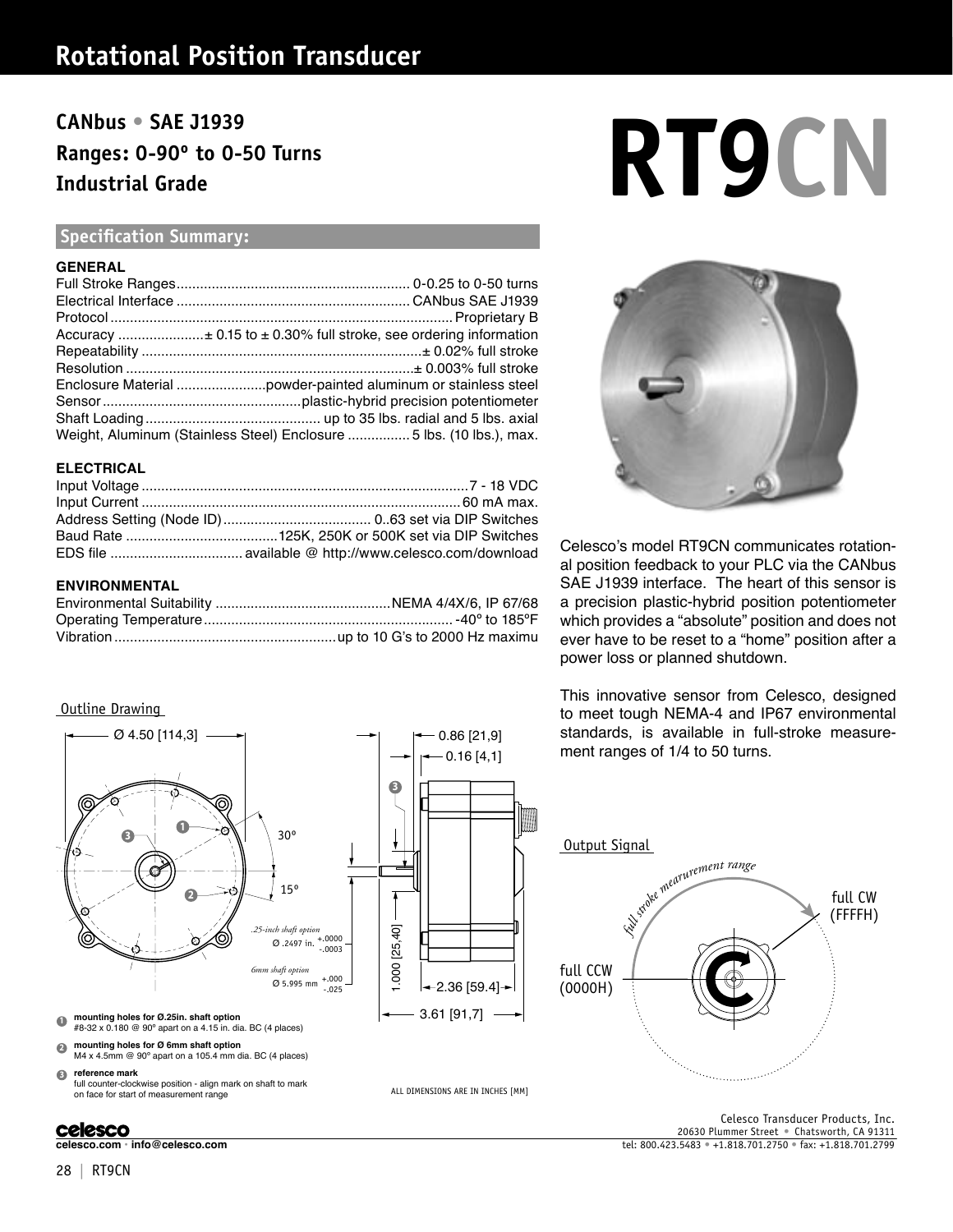# Rotational Position Transducer

## CANbus • SAE J1939
## Ranges: 0-90º to 0-50 Turns
## Industrial Grade

# RT9CN

### Specification Summary:

**GENERAL**

| | |
|---|---|
| Full Stroke Ranges | 0-0.25 to 0-50 turns |
| Electrical Interface | CANbus SAE J1939 |
| Protocol | Proprietary B |
| Accuracy | ± 0.15 to ± 0.30% full stroke, see ordering information |
| Repeatability | ± 0.02% full stroke |
| Resolution | ± 0.003% full stroke |
| Enclosure Material | powder-painted aluminum or stainless steel |
| Sensor | plastic-hybrid precision potentiometer |
| Shaft Loading | up to 35 lbs. radial and 5 lbs. axial |
| Weight, Aluminum (Stainless Steel) Enclosure | 5 lbs. (10 lbs.), max. |

**ELECTRICAL**

| | |
|---|---|
| Input Voltage | 7 - 18 VDC |
| Input Current | 60 mA max. |
| Address Setting (Node ID) | 0..63 set via DIP Switches |
| Baud Rate | 125K, 250K or 500K set via DIP Switches |
| EDS file | available @ http://www.celesco.com/download |

**ENVIRONMENTAL**

| | |
|---|---|
| Environmental Suitability | NEMA 4/4X/6, IP 67/68 |
| Operating Temperature | -40º to 185ºF |
| Vibration | up to 10 G's to 2000 Hz maximu |

Celesco's model RT9CN communicates rotational position feedback to your PLC via the CANbus SAE J1939 interface. The heart of this sensor is a precision plastic-hybrid position potentiometer which provides a "absolute" position and does not ever have to be reset to a "home" position after a power loss or planned shutdown.

This innovative sensor from Celesco, designed to meet tough NEMA-4 and IP67 environmental standards, is available in full-stroke measurement ranges of 1/4 to 50 turns.

### Outline Drawing

Ø 4.50 [114,3]

0.86 [21,9]

0.16 [4,1]

30º

15º

*.25-inch shaft option* Ø .2497 in. +.0000 / -.0003

*6mm shaft option* Ø 5.995 mm +.000 / -.025

1.000 [25,40]

2.36 [59.4]

3.61 [91,7]

1. **mounting holes for Ø.25in. shaft option**
   #8-32 x 0.180 @ 90º apart on a 4.15 in. dia. BC (4 places)
2. **mounting holes for Ø 6mm shaft option**
   M4 x 4.5mm @ 90º apart on a 105.4 mm dia. BC (4 places)
3. **reference mark**
   full counter-clockwise position - align mark on shaft to mark on face for start of measurement range

ALL DIMENSIONS ARE IN INCHES [MM]

### Output Signal

*full stroke mearurement range*

full CW (FFFFH)

full CCW (0000H)

celesco.com • info@celesco.com

Celesco Transducer Products, Inc.
20630 Plummer Street • Chatsworth, CA 91311
tel: 800.423.5483 • +1.818.701.2750 • fax: +1.818.701.2799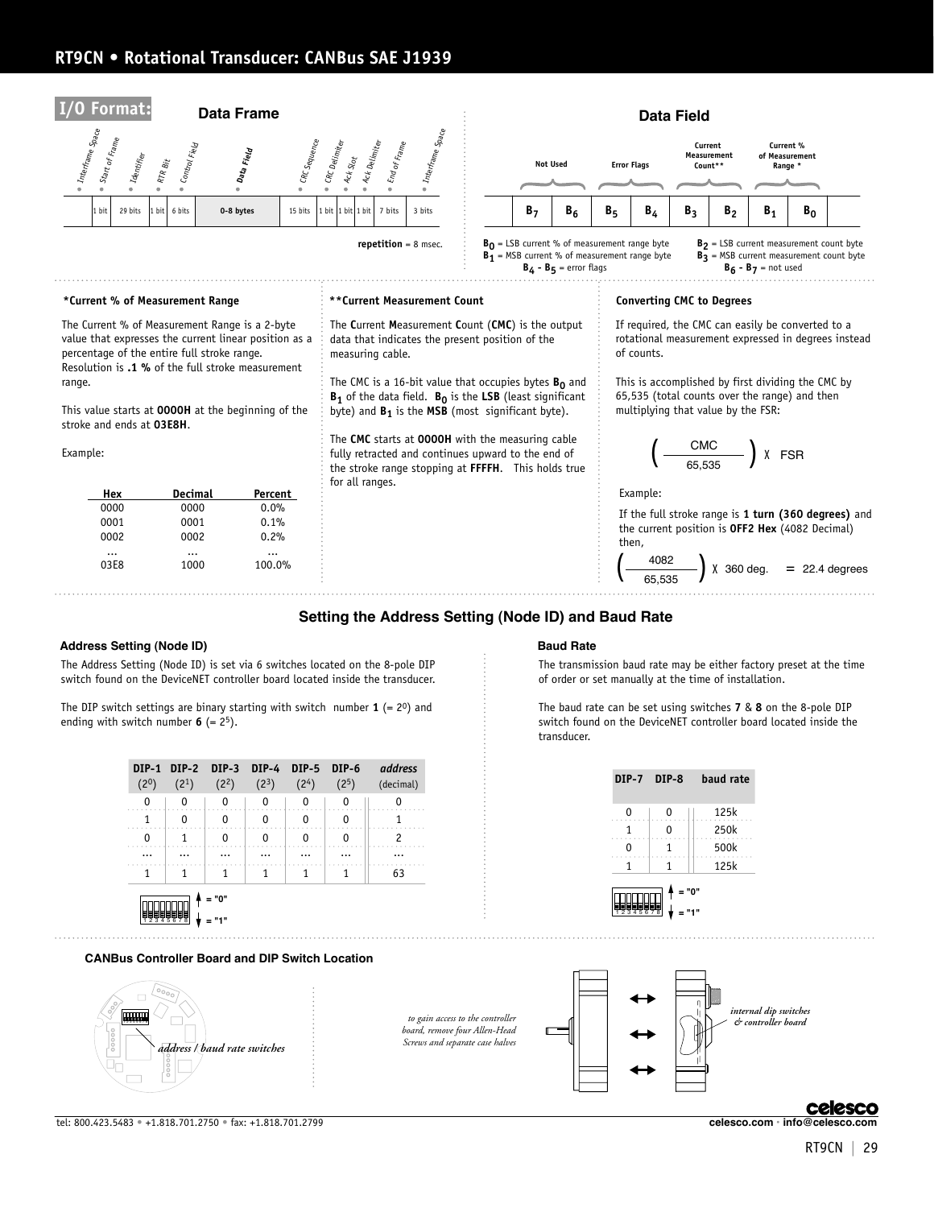# RT9CN • Rotational Transducer: CANBus SAE J1939

## I/O Format:

### Data Frame

| Interframe Space | Start of Frame | Identifier | RTR Bit | Control Field | Data Field | CRC Sequence | CRC Delimiter | Ack Slot | Ack Delimiter | End of Frame | Interframe Space |
|---|---|---|---|---|---|---|---|---|---|---|---|
| | 1 bit | 29 bits | 1 bit | 6 bits | 0-8 bytes | 15 bits | 1 bit | 1 bit | 1 bit | 7 bits | 3 bits |

**repetition** = 8 msec.

### Data Field

| Not Used | | Error Flags | | Current Measurement Count** | | Current % of Measurement Range * | |
|---|---|---|---|---|---|---|---|
| $B_7$ | $B_6$ | $B_5$ | $B_4$ | $B_3$ | $B_2$ | $B_1$ | $B_0$ |

$B_0$ = LSB current % of measurement range byte
$B_1$ = MSB current % of measurement range byte
$B_4$ - $B_5$ = error flags
$B_2$ = LSB current measurement count byte
$B_3$ = MSB current measurement count byte
$B_6$ - $B_7$ = not used

### *Current % of Measurement Range

The Current % of Measurement Range is a 2-byte value that expresses the current linear position as a percentage of the entire full stroke range. Resolution is **.1 %** of the full stroke measurement range.

This value starts at **0000H** at the beginning of the stroke and ends at **03E8H**.

Example:

| Hex | Decimal | Percent |
|---|---|---|
| 0000 | 0000 | 0.0% |
| 0001 | 0001 | 0.1% |
| 0002 | 0002 | 0.2% |
| ... | ... | ... |
| 03E8 | 1000 | 100.0% |

### **Current Measurement Count

The **C**urrent **M**easurement **C**ount (**CMC**) is the output data that indicates the present position of the measuring cable.

The CMC is a 16-bit value that occupies bytes $\mathbf{B_0}$ and $\mathbf{B_1}$ of the data field. $\mathbf{B_0}$ is the **LSB** (least significant byte) and $\mathbf{B_1}$ is the **MSB** (most significant byte).

The **CMC** starts at **0000H** with the measuring cable fully retracted and continues upward to the end of the stroke range stopping at **FFFFH**. This holds true for all ranges.

### Converting CMC to Degrees

If required, the CMC can easily be converted to a rotational measurement expressed in degrees instead of counts.

This is accomplished by first dividing the CMC by 65,535 (total counts over the range) and then multiplying that value by the FSR:

$$\left(\frac{\text{CMC}}{65{,}535}\right) \times \text{FSR}$$

Example:

If the full stroke range is **1 turn (360 degrees)** and the current position is **OFF2 Hex** (4082 Decimal) then,

$$\left(\frac{4082}{65{,}535}\right) \times 360 \text{ deg.} = 22.4 \text{ degrees}$$

## Setting the Address Setting (Node ID) and Baud Rate

### Address Setting (Node ID)

The Address Setting (Node ID) is set via 6 switches located on the 8-pole DIP switch found on the DeviceNET controller board located inside the transducer.

The DIP switch settings are binary starting with switch number **1** (= $2^0$) and ending with switch number **6** (= $2^5$).

| DIP-1 ($2^0$) | DIP-2 ($2^1$) | DIP-3 ($2^2$) | DIP-4 ($2^3$) | DIP-5 ($2^4$) | DIP-6 ($2^5$) | *address* (decimal) |
|---|---|---|---|---|---|---|
| 0 | 0 | 0 | 0 | 0 | 0 | 0 |
| 1 | 0 | 0 | 0 | 0 | 0 | 1 |
| 0 | 1 | 0 | 0 | 0 | 0 | 2 |
| ... | ... | ... | ... | ... | ... | ... |
| 1 | 1 | 1 | 1 | 1 | 1 | 63 |

↑ = "0"
↓ = "1"

### Baud Rate

The transmission baud rate may be either factory preset at the time of order or set manually at the time of installation.

The baud rate can be set using switches **7** & **8** on the 8-pole DIP switch found on the DeviceNET controller board located inside the transducer.

| DIP-7 | DIP-8 | baud rate |
|---|---|---|
| 0 | 0 | 125k |
| 1 | 0 | 250k |
| 0 | 1 | 500k |
| 1 | 1 | 125k |

↑ = "0"
↓ = "1"

### CANBus Controller Board and DIP Switch Location

*address / baud rate switches*

*to gain access to the controller board, remove four Allen-Head Screws and separate case halves*

*internal dip switches & controller board*

tel: 800.423.5483 • +1.818.701.2750 • fax: +1.818.701.2799

celesco.com · info@celesco.com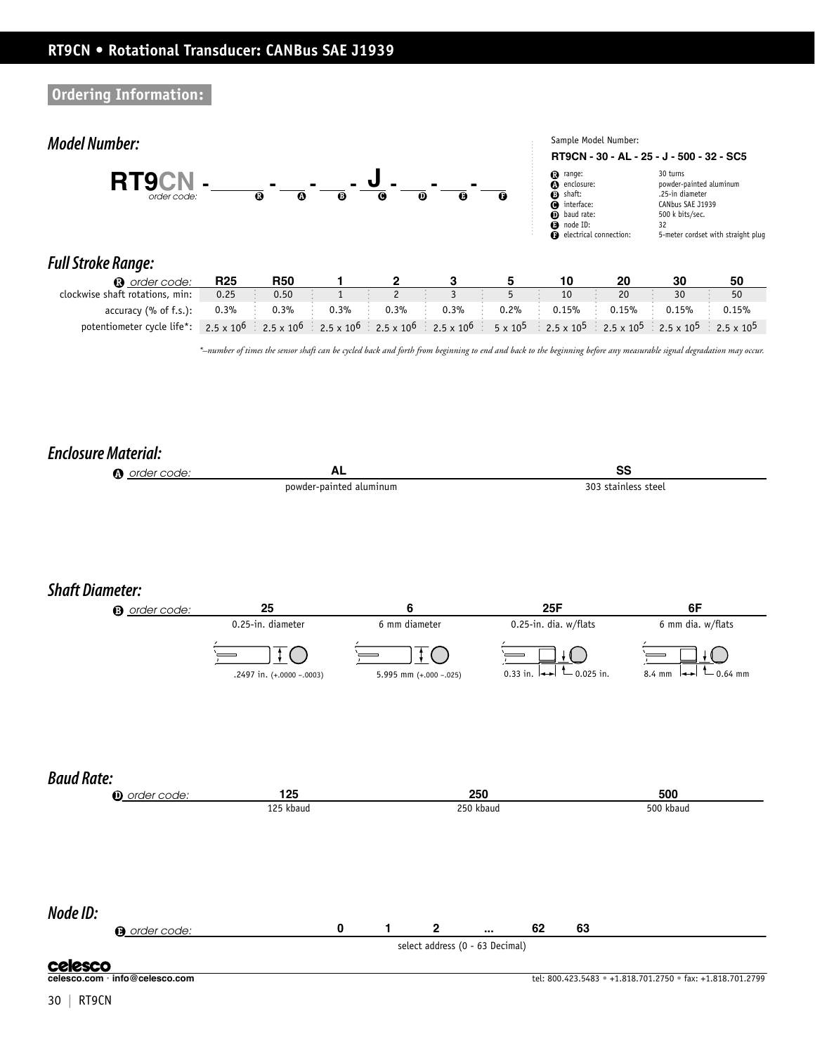# RT9CN • Rotational Transducer: CANBus SAE J1939

## Ordering Information:

### Model Number:

**RT9CN** - ___ - ___ - ___ - **J** - ___ - ___ - ___

order code: R - A - B - C - D - E - F

Sample Model Number:

**RT9CN - 30 - AL - 25 - J - 500 - 32 - SC5**

| | | |
|---|---|---|
| R | range: | 30 turns |
| A | enclosure: | powder-painted aluminum |
| B | shaft: | .25-in diameter |
| C | interface: | CANbus SAE J1939 |
| D | baud rate: | 500 k bits/sec. |
| E | node ID: | 32 |
| F | electrical connection: | 5-meter cordset with straight plug |

### Full Stroke Range:

| R order code: | R25 | R50 | 1 | 2 | 3 | 5 | 10 | 20 | 30 | 50 |
|---|---|---|---|---|---|---|---|---|---|---|
| clockwise shaft rotations, min: | 0.25 | 0.50 | 1 | 2 | 3 | 5 | 10 | 20 | 30 | 50 |
| accuracy (% of f.s.): | 0.3% | 0.3% | 0.3% | 0.3% | 0.3% | 0.2% | 0.15% | 0.15% | 0.15% | 0.15% |
| potentiometer cycle life*: | $2.5 \times 10^6$ | $2.5 \times 10^6$ | $2.5 \times 10^6$ | $2.5 \times 10^6$ | $2.5 \times 10^6$ | $5 \times 10^5$ | $2.5 \times 10^5$ | $2.5 \times 10^5$ | $2.5 \times 10^5$ | $2.5 \times 10^5$ |

*–number of times the sensor shaft can be cycled back and forth from beginning to end and back to the beginning before any measurable signal degradation may occur.*

### Enclosure Material:

| A order code: | AL | SS |
|---|---|---|
| | powder-painted aluminum | 303 stainless steel |

### Shaft Diameter:

| B order code: | 25 | 6 | 25F | 6F |
|---|---|---|---|---|
| | 0.25-in. diameter | 6 mm diameter | 0.25-in. dia. w/flats | 6 mm dia. w/flats |
| | .2497 in. (+.0000 –.0003) | 5.995 mm (+.000 –.025) | 0.33 in. / 0.025 in. | 8.4 mm / 0.64 mm |

### Baud Rate:

| D order code: | 125 | 250 | 500 |
|---|---|---|---|
| | 125 kbaud | 250 kbaud | 500 kbaud |

### Node ID:

| E order code: | 0 | 1 | 2 | ... | 62 | 63 |
|---|---|---|---|---|---|---|

select address (0 - 63 Decimal)

celesco

celesco.com · info@celesco.com

tel: 800.423.5483 • +1.818.701.2750 • fax: +1.818.701.2799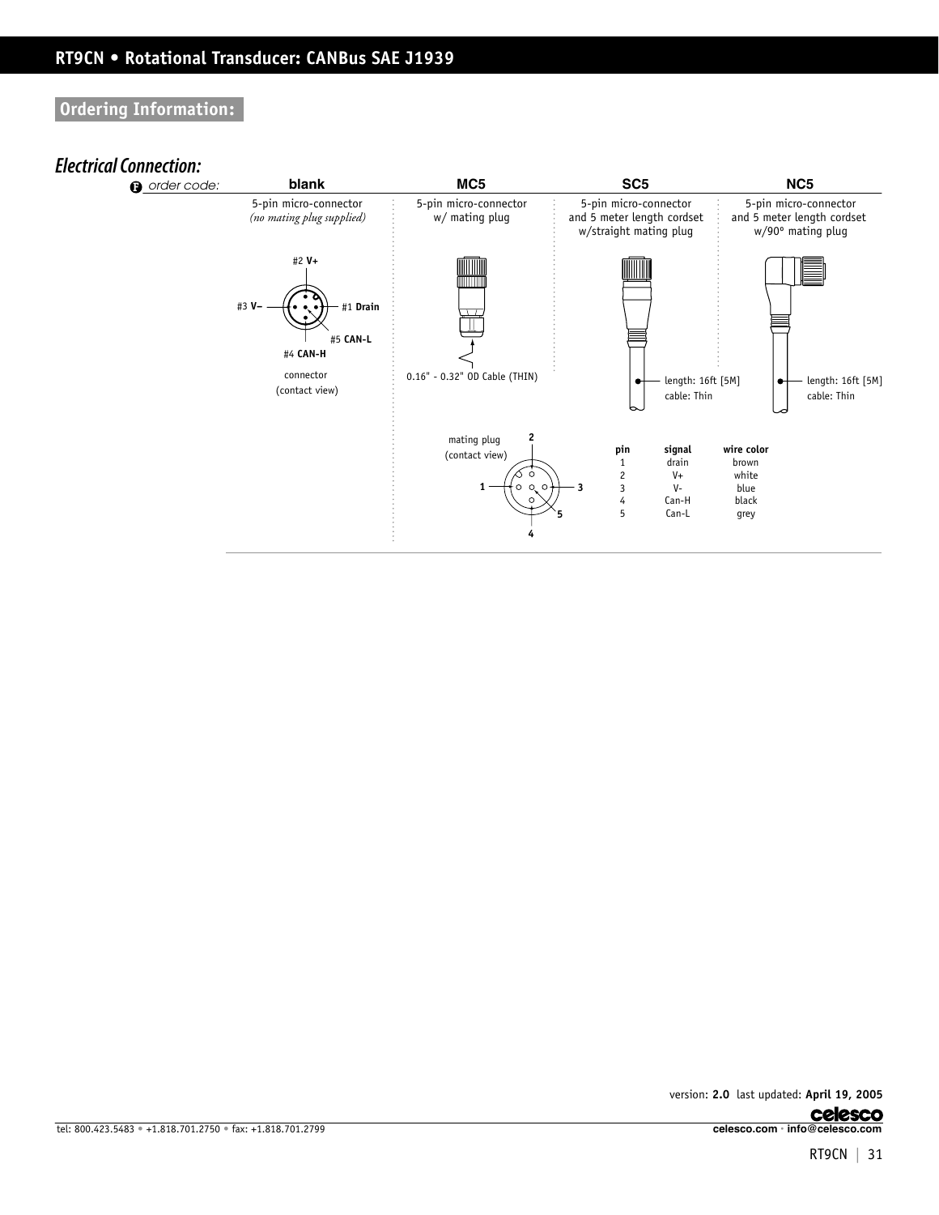## Ordering Information:

### Electrical Connection:

F order code:

| blank | MC5 | SC5 | NC5 |
|---|---|---|---|
| 5-pin micro-connector *(no mating plug supplied)* | 5-pin micro-connector w/ mating plug | 5-pin micro-connector and 5 meter length cordset w/straight mating plug | 5-pin micro-connector and 5 meter length cordset w/90° mating plug |

#2 **V+**

#3 **V–**

#1 **Drain**

#5 **CAN-L**

#4 **CAN-H**

connector
(contact view)

0.16" - 0.32" OD Cable (THIN)

length: 16ft [5M]
cable: Thin

length: 16ft [5M]
cable: Thin

mating plug
(contact view)

2

1

3

5

4

| pin | signal | wire color |
|---|---|---|
| 1 | drain | brown |
| 2 | V+ | white |
| 3 | V- | blue |
| 4 | Can-H | black |
| 5 | Can-L | grey |

version: **2.0** last updated: **April 19, 2005**

tel: 800.423.5483 • +1.818.701.2750 • fax: +1.818.701.2799

celesco

**celesco.com** · **info@celesco.com**